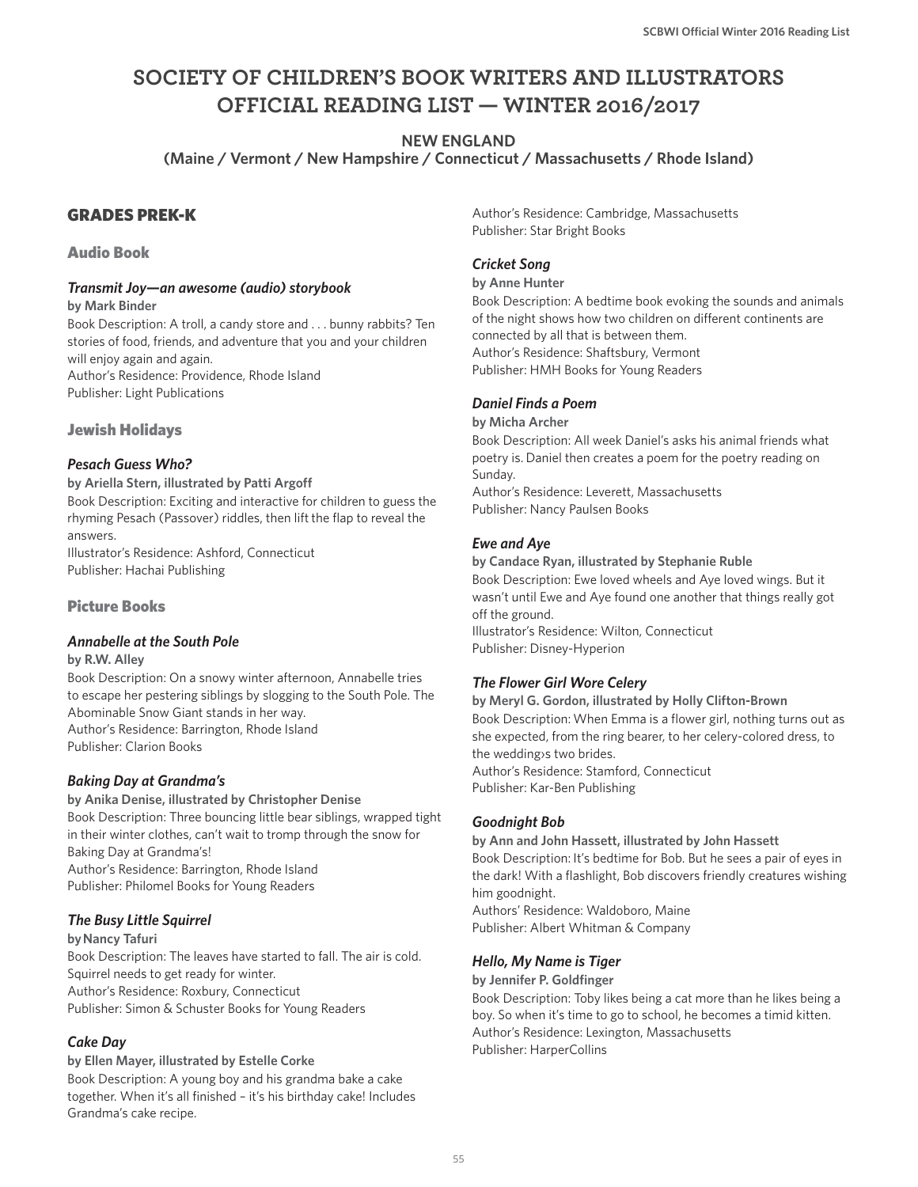# SOCIETY OF CHILDREN'S BOOK WRITERS AND ILLUSTRATORS OFFICIAL READING LIST — WINTER 2016/2017

**NEW ENGLAND**
**(Maine / Vermont / New Hampshire / Connecticut / Massachusetts / Rhode Island)**

## GRADES PREK-K

### Audio Book

#### *Transmit Joy—an awesome (audio) storybook*

**by Mark Binder**
Book Description: A troll, a candy store and . . . bunny rabbits? Ten stories of food, friends, and adventure that you and your children will enjoy again and again.
Author's Residence: Providence, Rhode Island
Publisher: Light Publications

### Jewish Holidays

#### *Pesach Guess Who?*

**by Ariella Stern, illustrated by Patti Argoff**
Book Description: Exciting and interactive for children to guess the rhyming Pesach (Passover) riddles, then lift the flap to reveal the answers.
Illustrator's Residence: Ashford, Connecticut
Publisher: Hachai Publishing

### Picture Books

#### *Annabelle at the South Pole*

**by R.W. Alley**
Book Description: On a snowy winter afternoon, Annabelle tries to escape her pestering siblings by slogging to the South Pole. The Abominable Snow Giant stands in her way.
Author's Residence: Barrington, Rhode Island
Publisher: Clarion Books

#### *Baking Day at Grandma's*

**by Anika Denise, illustrated by Christopher Denise**
Book Description: Three bouncing little bear siblings, wrapped tight in their winter clothes, can't wait to tromp through the snow for Baking Day at Grandma's!
Author's Residence: Barrington, Rhode Island
Publisher: Philomel Books for Young Readers

#### *The Busy Little Squirrel*

**by Nancy Tafuri**
Book Description: The leaves have started to fall. The air is cold. Squirrel needs to get ready for winter.
Author's Residence: Roxbury, Connecticut
Publisher: Simon & Schuster Books for Young Readers

#### *Cake Day*

**by Ellen Mayer, illustrated by Estelle Corke**
Book Description: A young boy and his grandma bake a cake together. When it's all finished – it's his birthday cake! Includes Grandma's cake recipe.
Author's Residence: Cambridge, Massachusetts
Publisher: Star Bright Books

#### *Cricket Song*

**by Anne Hunter**
Book Description: A bedtime book evoking the sounds and animals of the night shows how two children on different continents are connected by all that is between them.
Author's Residence: Shaftsbury, Vermont
Publisher: HMH Books for Young Readers

#### *Daniel Finds a Poem*

**by Micha Archer**
Book Description: All week Daniel's asks his animal friends what poetry is. Daniel then creates a poem for the poetry reading on Sunday.
Author's Residence: Leverett, Massachusetts
Publisher: Nancy Paulsen Books

#### *Ewe and Aye*

**by Candace Ryan, illustrated by Stephanie Ruble**
Book Description: Ewe loved wheels and Aye loved wings. But it wasn't until Ewe and Aye found one another that things really got off the ground.
Illustrator's Residence: Wilton, Connecticut
Publisher: Disney-Hyperion

#### *The Flower Girl Wore Celery*

**by Meryl G. Gordon, illustrated by Holly Clifton-Brown**
Book Description: When Emma is a flower girl, nothing turns out as she expected, from the ring bearer, to her celery-colored dress, to the wedding›s two brides.
Author's Residence: Stamford, Connecticut
Publisher: Kar-Ben Publishing

#### *Goodnight Bob*

**by Ann and John Hassett, illustrated by John Hassett**
Book Description: It's bedtime for Bob. But he sees a pair of eyes in the dark! With a flashlight, Bob discovers friendly creatures wishing him goodnight.
Authors' Residence: Waldoboro, Maine
Publisher: Albert Whitman & Company

#### *Hello, My Name is Tiger*

**by Jennifer P. Goldfinger**
Book Description: Toby likes being a cat more than he likes being a boy. So when it's time to go to school, he becomes a timid kitten.
Author's Residence: Lexington, Massachusetts
Publisher: HarperCollins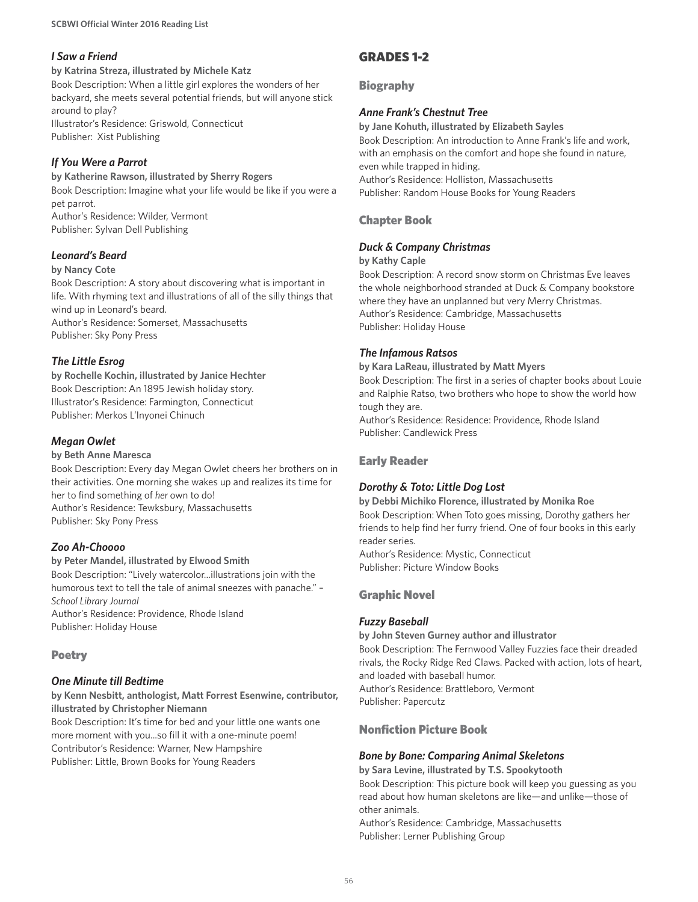### *I Saw a Friend*

**by Katrina Streza, illustrated by Michele Katz**

Book Description: When a little girl explores the wonders of her backyard, she meets several potential friends, but will anyone stick around to play?
Illustrator's Residence: Griswold, Connecticut
Publisher: Xist Publishing

### *If You Were a Parrot*

**by Katherine Rawson, illustrated by Sherry Rogers**

Book Description: Imagine what your life would be like if you were a pet parrot.
Author's Residence: Wilder, Vermont
Publisher: Sylvan Dell Publishing

### *Leonard's Beard*

**by Nancy Cote**

Book Description: A story about discovering what is important in life. With rhyming text and illustrations of all of the silly things that wind up in Leonard's beard.
Author's Residence: Somerset, Massachusetts
Publisher: Sky Pony Press

### *The Little Esrog*

**by Rochelle Kochin, illustrated by Janice Hechter**

Book Description: An 1895 Jewish holiday story.
Illustrator's Residence: Farmington, Connecticut
Publisher: Merkos L'Inyonei Chinuch

### *Megan Owlet*

**by Beth Anne Maresca**

Book Description: Every day Megan Owlet cheers her brothers on in their activities. One morning she wakes up and realizes its time for her to find something of *her* own to do!
Author's Residence: Tewksbury, Massachusetts
Publisher: Sky Pony Press

### *Zoo Ah-Choooo*

**by Peter Mandel, illustrated by Elwood Smith**

Book Description: "Lively watercolor...illustrations join with the humorous text to tell the tale of animal sneezes with panache." – *School Library Journal*
Author's Residence: Providence, Rhode Island
Publisher: Holiday House

## Poetry

### *One Minute till Bedtime*

**by Kenn Nesbitt, anthologist, Matt Forrest Esenwine, contributor, illustrated by Christopher Niemann**

Book Description: It's time for bed and your little one wants one more moment with you...so fill it with a one-minute poem!
Contributor's Residence: Warner, New Hampshire
Publisher: Little, Brown Books for Young Readers

# GRADES 1-2

## Biography

### *Anne Frank's Chestnut Tree*

**by Jane Kohuth, illustrated by Elizabeth Sayles**

Book Description: An introduction to Anne Frank's life and work, with an emphasis on the comfort and hope she found in nature, even while trapped in hiding.
Author's Residence: Holliston, Massachusetts
Publisher: Random House Books for Young Readers

## Chapter Book

### *Duck & Company Christmas*

**by Kathy Caple**

Book Description: A record snow storm on Christmas Eve leaves the whole neighborhood stranded at Duck & Company bookstore where they have an unplanned but very Merry Christmas.
Author's Residence: Cambridge, Massachusetts
Publisher: Holiday House

### *The Infamous Ratsos*

**by Kara LaReau, illustrated by Matt Myers**

Book Description: The first in a series of chapter books about Louie and Ralphie Ratso, two brothers who hope to show the world how tough they are.
Author's Residence: Residence: Providence, Rhode Island
Publisher: Candlewick Press

## Early Reader

### *Dorothy & Toto: Little Dog Lost*

**by Debbi Michiko Florence, illustrated by Monika Roe**

Book Description: When Toto goes missing, Dorothy gathers her friends to help find her furry friend. One of four books in this early reader series.
Author's Residence: Mystic, Connecticut
Publisher: Picture Window Books

## Graphic Novel

### *Fuzzy Baseball*

**by John Steven Gurney author and illustrator**

Book Description: The Fernwood Valley Fuzzies face their dreaded rivals, the Rocky Ridge Red Claws. Packed with action, lots of heart, and loaded with baseball humor.
Author's Residence: Brattleboro, Vermont
Publisher: Papercutz

## Nonfiction Picture Book

### *Bone by Bone: Comparing Animal Skeletons*

**by Sara Levine, illustrated by T.S. Spookytooth**

Book Description: This picture book will keep you guessing as you read about how human skeletons are like—and unlike—those of other animals.
Author's Residence: Cambridge, Massachusetts
Publisher: Lerner Publishing Group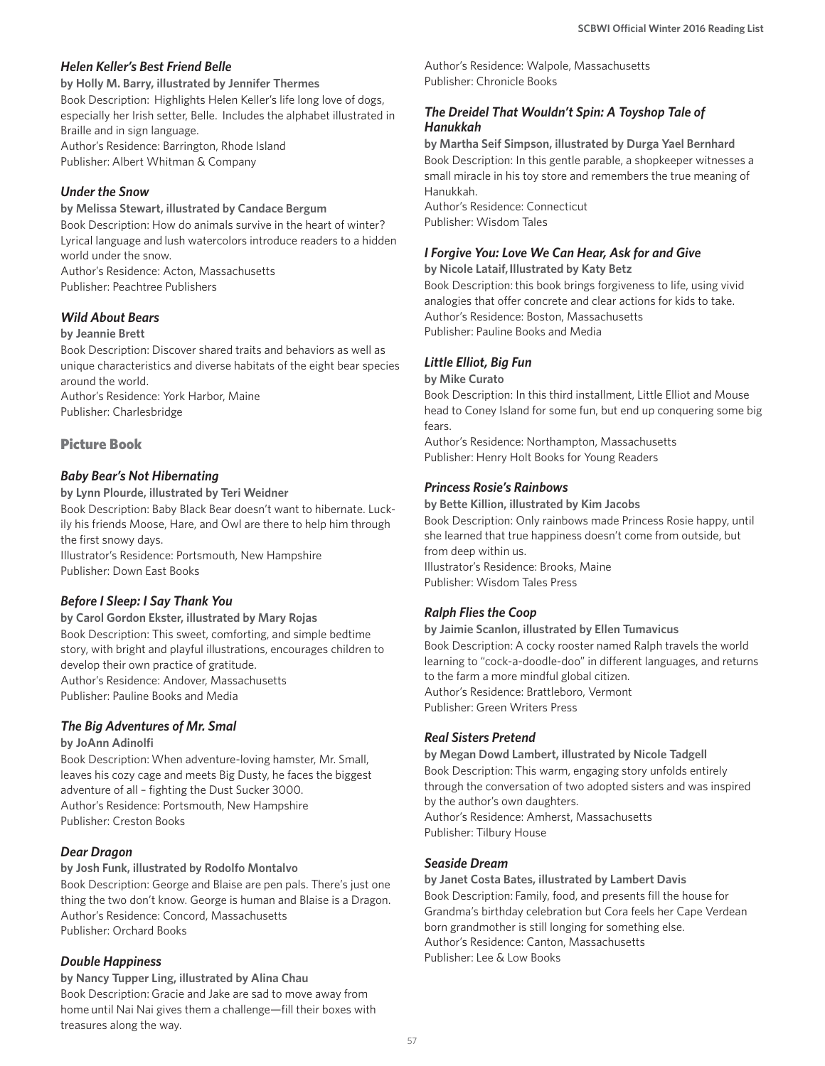### *Helen Keller's Best Friend Belle*

**by Holly M. Barry, illustrated by Jennifer Thermes**

Book Description: Highlights Helen Keller's life long love of dogs, especially her Irish setter, Belle. Includes the alphabet illustrated in Braille and in sign language.

Author's Residence: Barrington, Rhode Island

Publisher: Albert Whitman & Company

### *Under the Snow*

**by Melissa Stewart, illustrated by Candace Bergum**

Book Description: How do animals survive in the heart of winter? Lyrical language and lush watercolors introduce readers to a hidden world under the snow.

Author's Residence: Acton, Massachusetts

Publisher: Peachtree Publishers

### *Wild About Bears*

**by Jeannie Brett**

Book Description: Discover shared traits and behaviors as well as unique characteristics and diverse habitats of the eight bear species around the world.

Author's Residence: York Harbor, Maine

Publisher: Charlesbridge

## Picture Book

### *Baby Bear's Not Hibernating*

**by Lynn Plourde, illustrated by Teri Weidner**

Book Description: Baby Black Bear doesn't want to hibernate. Luckily his friends Moose, Hare, and Owl are there to help him through the first snowy days.

Illustrator's Residence: Portsmouth, New Hampshire

Publisher: Down East Books

### *Before I Sleep: I Say Thank You*

**by Carol Gordon Ekster, illustrated by Mary Rojas**

Book Description: This sweet, comforting, and simple bedtime story, with bright and playful illustrations, encourages children to develop their own practice of gratitude.

Author's Residence: Andover, Massachusetts

Publisher: Pauline Books and Media

### *The Big Adventures of Mr. Smal*

**by JoAnn Adinolfi**

Book Description: When adventure-loving hamster, Mr. Small, leaves his cozy cage and meets Big Dusty, he faces the biggest adventure of all – fighting the Dust Sucker 3000.

Author's Residence: Portsmouth, New Hampshire

Publisher: Creston Books

### *Dear Dragon*

**by Josh Funk, illustrated by Rodolfo Montalvo**

Book Description: George and Blaise are pen pals. There's just one thing the two don't know. George is human and Blaise is a Dragon.

Author's Residence: Concord, Massachusetts

Publisher: Orchard Books

### *Double Happiness*

**by Nancy Tupper Ling, illustrated by Alina Chau**

Book Description: Gracie and Jake are sad to move away from home until Nai Nai gives them a challenge—fill their boxes with treasures along the way.

Author's Residence: Walpole, Massachusetts

Publisher: Chronicle Books

### *The Dreidel That Wouldn't Spin: A Toyshop Tale of Hanukkah*

**by Martha Seif Simpson, illustrated by Durga Yael Bernhard**

Book Description: In this gentle parable, a shopkeeper witnesses a small miracle in his toy store and remembers the true meaning of Hanukkah.

Author's Residence: Connecticut

Publisher: Wisdom Tales

### *I Forgive You: Love We Can Hear, Ask for and Give*

**by Nicole Lataif, Illustrated by Katy Betz**

Book Description: this book brings forgiveness to life, using vivid analogies that offer concrete and clear actions for kids to take.

Author's Residence: Boston, Massachusetts

Publisher: Pauline Books and Media

### *Little Elliot, Big Fun*

**by Mike Curato**

Book Description: In this third installment, Little Elliot and Mouse head to Coney Island for some fun, but end up conquering some big fears.

Author's Residence: Northampton, Massachusetts

Publisher: Henry Holt Books for Young Readers

### *Princess Rosie's Rainbows*

**by Bette Killion, illustrated by Kim Jacobs**

Book Description: Only rainbows made Princess Rosie happy, until she learned that true happiness doesn't come from outside, but from deep within us.

Illustrator's Residence: Brooks, Maine

Publisher: Wisdom Tales Press

### *Ralph Flies the Coop*

**by Jaimie Scanlon, illustrated by Ellen Tumavicus**

Book Description: A cocky rooster named Ralph travels the world learning to "cock-a-doodle-doo" in different languages, and returns to the farm a more mindful global citizen.

Author's Residence: Brattleboro, Vermont

Publisher: Green Writers Press

### *Real Sisters Pretend*

**by Megan Dowd Lambert, illustrated by Nicole Tadgell**

Book Description: This warm, engaging story unfolds entirely through the conversation of two adopted sisters and was inspired by the author's own daughters.

Author's Residence: Amherst, Massachusetts

Publisher: Tilbury House

### *Seaside Dream*

**by Janet Costa Bates, illustrated by Lambert Davis**

Book Description: Family, food, and presents fill the house for Grandma's birthday celebration but Cora feels her Cape Verdean born grandmother is still longing for something else.

Author's Residence: Canton, Massachusetts

Publisher: Lee & Low Books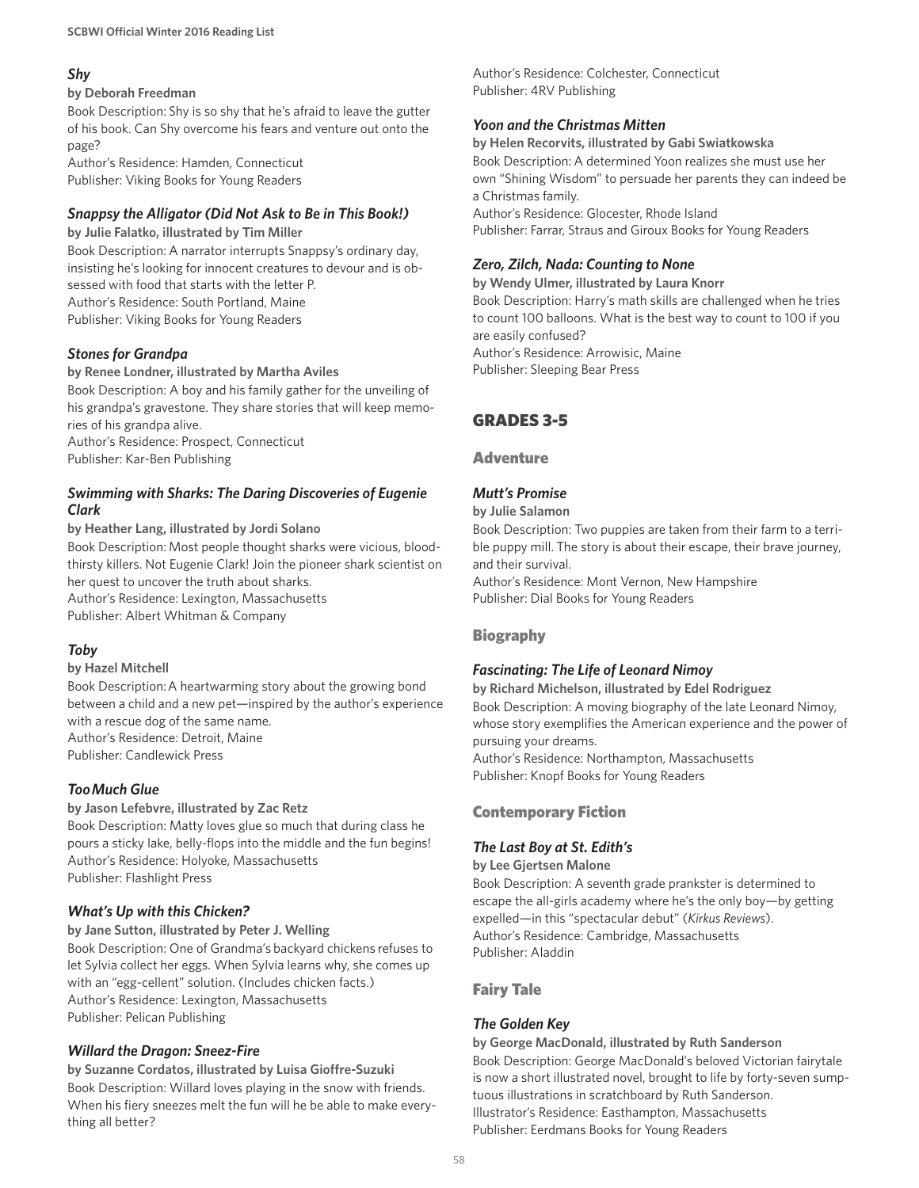### *Shy*

**by Deborah Freedman**

Book Description: Shy is so shy that he's afraid to leave the gutter of his book. Can Shy overcome his fears and venture out onto the page?
Author's Residence: Hamden, Connecticut
Publisher: Viking Books for Young Readers

### *Snappsy the Alligator (Did Not Ask to Be in This Book!)*

**by Julie Falatko, illustrated by Tim Miller**

Book Description: A narrator interrupts Snappsy's ordinary day, insisting he's looking for innocent creatures to devour and is obsessed with food that starts with the letter P.
Author's Residence: South Portland, Maine
Publisher: Viking Books for Young Readers

### *Stones for Grandpa*

**by Renee Londner, illustrated by Martha Aviles**

Book Description: A boy and his family gather for the unveiling of his grandpa's gravestone. They share stories that will keep memories of his grandpa alive.
Author's Residence: Prospect, Connecticut
Publisher: Kar-Ben Publishing

### *Swimming with Sharks: The Daring Discoveries of Eugenie Clark*

**by Heather Lang, illustrated by Jordi Solano**

Book Description: Most people thought sharks were vicious, bloodthirsty killers. Not Eugenie Clark! Join the pioneer shark scientist on her quest to uncover the truth about sharks.
Author's Residence: Lexington, Massachusetts
Publisher: Albert Whitman & Company

### *Toby*

**by Hazel Mitchell**

Book Description: A heartwarming story about the growing bond between a child and a new pet—inspired by the author's experience with a rescue dog of the same name.
Author's Residence: Detroit, Maine
Publisher: Candlewick Press

### *Too Much Glue*

**by Jason Lefebvre, illustrated by Zac Retz**

Book Description: Matty loves glue so much that during class he pours a sticky lake, belly-flops into the middle and the fun begins!
Author's Residence: Holyoke, Massachusetts
Publisher: Flashlight Press

### *What's Up with this Chicken?*

**by Jane Sutton, illustrated by Peter J. Welling**

Book Description: One of Grandma's backyard chickens refuses to let Sylvia collect her eggs. When Sylvia learns why, she comes up with an "egg-cellent" solution. (Includes chicken facts.)
Author's Residence: Lexington, Massachusetts
Publisher: Pelican Publishing

### *Willard the Dragon: Sneez-Fire*

**by Suzanne Cordatos, illustrated by Luisa Gioffre-Suzuki**

Book Description: Willard loves playing in the snow with friends. When his fiery sneezes melt the fun will he be able to make everything all better?
Author's Residence: Colchester, Connecticut
Publisher: 4RV Publishing

### *Yoon and the Christmas Mitten*

**by Helen Recorvits, illustrated by Gabi Swiatkowska**

Book Description: A determined Yoon realizes she must use her own "Shining Wisdom" to persuade her parents they can indeed be a Christmas family.
Author's Residence: Glocester, Rhode Island
Publisher: Farrar, Straus and Giroux Books for Young Readers

### *Zero, Zilch, Nada: Counting to None*

**by Wendy Ulmer, illustrated by Laura Knorr**

Book Description: Harry's math skills are challenged when he tries to count 100 balloons. What is the best way to count to 100 if you are easily confused?
Author's Residence: Arrowisic, Maine
Publisher: Sleeping Bear Press

# GRADES 3-5

## Adventure

### *Mutt's Promise*

**by Julie Salamon**

Book Description: Two puppies are taken from their farm to a terrible puppy mill. The story is about their escape, their brave journey, and their survival.
Author's Residence: Mont Vernon, New Hampshire
Publisher: Dial Books for Young Readers

## Biography

### *Fascinating: The Life of Leonard Nimoy*

**by Richard Michelson, illustrated by Edel Rodriguez**

Book Description: A moving biography of the late Leonard Nimoy, whose story exemplifies the American experience and the power of pursuing your dreams.
Author's Residence: Northampton, Massachusetts
Publisher: Knopf Books for Young Readers

## Contemporary Fiction

### *The Last Boy at St. Edith's*

**by Lee Gjertsen Malone**

Book Description: A seventh grade prankster is determined to escape the all-girls academy where he's the only boy—by getting expelled—in this "spectacular debut" (*Kirkus Reviews*).
Author's Residence: Cambridge, Massachusetts
Publisher: Aladdin

## Fairy Tale

### *The Golden Key*

**by George MacDonald, illustrated by Ruth Sanderson**

Book Description: George MacDonald's beloved Victorian fairytale is now a short illustrated novel, brought to life by forty-seven sumptuous illustrations in scratchboard by Ruth Sanderson.
Illustrator's Residence: Easthampton, Massachusetts
Publisher: Eerdmans Books for Young Readers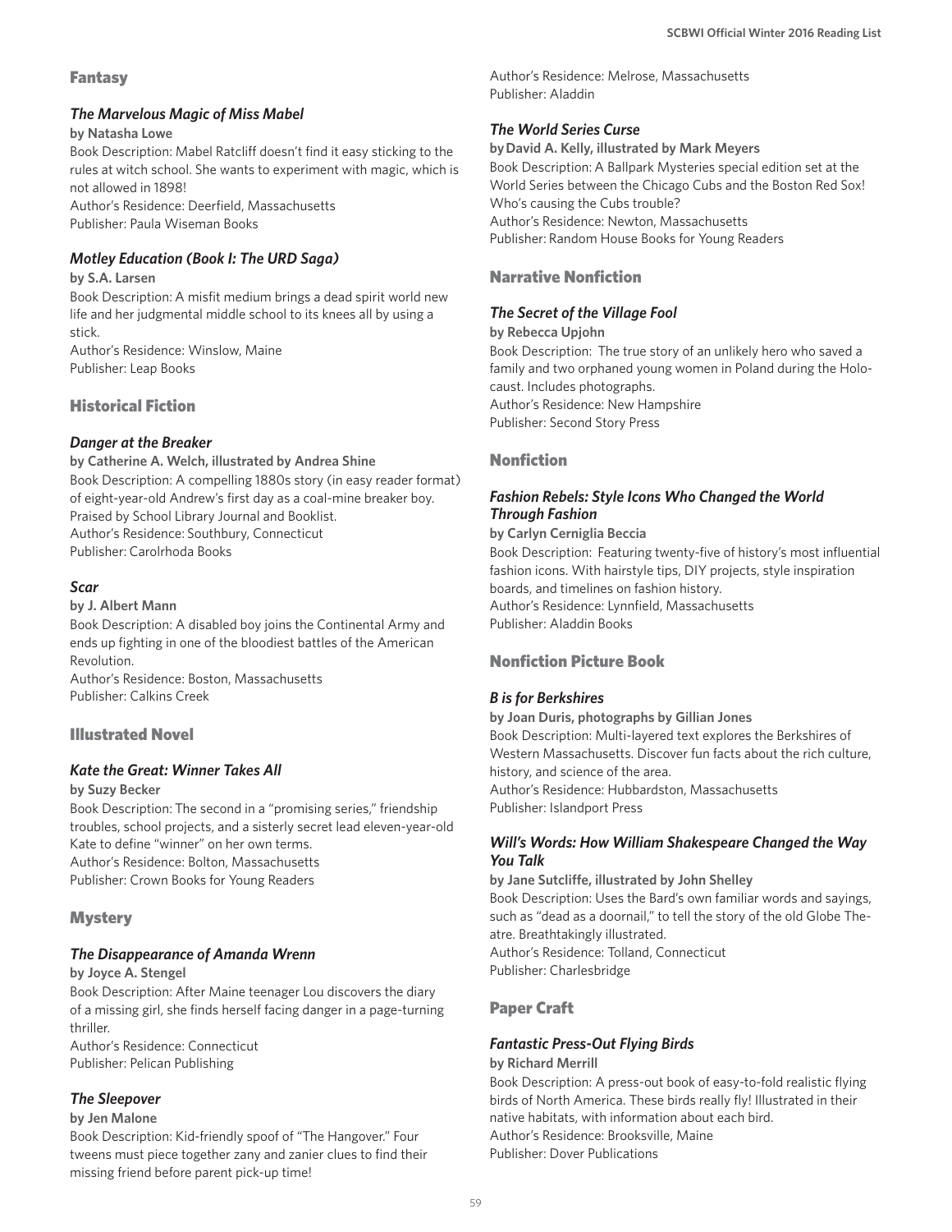## Fantasy

### *The Marvelous Magic of Miss Mabel*

**by Natasha Lowe**

Book Description: Mabel Ratcliff doesn't find it easy sticking to the rules at witch school. She wants to experiment with magic, which is not allowed in 1898!
Author's Residence: Deerfield, Massachusetts
Publisher: Paula Wiseman Books

### *Motley Education (Book I: The URD Saga)*

**by S.A. Larsen**

Book Description: A misfit medium brings a dead spirit world new life and her judgmental middle school to its knees all by using a stick.
Author's Residence: Winslow, Maine
Publisher: Leap Books

## Historical Fiction

### *Danger at the Breaker*

**by Catherine A. Welch, illustrated by Andrea Shine**

Book Description: A compelling 1880s story (in easy reader format) of eight-year-old Andrew's first day as a coal-mine breaker boy. Praised by School Library Journal and Booklist.
Author's Residence: Southbury, Connecticut
Publisher: Carolrhoda Books

### *Scar*

**by J. Albert Mann**

Book Description: A disabled boy joins the Continental Army and ends up fighting in one of the bloodiest battles of the American Revolution.
Author's Residence: Boston, Massachusetts
Publisher: Calkins Creek

## Illustrated Novel

### *Kate the Great: Winner Takes All*

**by Suzy Becker**

Book Description: The second in a "promising series," friendship troubles, school projects, and a sisterly secret lead eleven-year-old Kate to define "winner" on her own terms.
Author's Residence: Bolton, Massachusetts
Publisher: Crown Books for Young Readers

## Mystery

### *The Disappearance of Amanda Wrenn*

**by Joyce A. Stengel**

Book Description: After Maine teenager Lou discovers the diary of a missing girl, she finds herself facing danger in a page-turning thriller.
Author's Residence: Connecticut
Publisher: Pelican Publishing

### *The Sleepover*

**by Jen Malone**

Book Description: Kid-friendly spoof of "The Hangover." Four tweens must piece together zany and zanier clues to find their missing friend before parent pick-up time!
Author's Residence: Melrose, Massachusetts
Publisher: Aladdin

### *The World Series Curse*

**by David A. Kelly, illustrated by Mark Meyers**

Book Description: A Ballpark Mysteries special edition set at the World Series between the Chicago Cubs and the Boston Red Sox! Who's causing the Cubs trouble?
Author's Residence: Newton, Massachusetts
Publisher: Random House Books for Young Readers

## Narrative Nonfiction

### *The Secret of the Village Fool*

**by Rebecca Upjohn**

Book Description: The true story of an unlikely hero who saved a family and two orphaned young women in Poland during the Holocaust. Includes photographs.
Author's Residence: New Hampshire
Publisher: Second Story Press

## Nonfiction

### *Fashion Rebels: Style Icons Who Changed the World Through Fashion*

**by Carlyn Cerniglia Beccia**

Book Description: Featuring twenty-five of history's most influential fashion icons. With hairstyle tips, DIY projects, style inspiration boards, and timelines on fashion history.
Author's Residence: Lynnfield, Massachusetts
Publisher: Aladdin Books

## Nonfiction Picture Book

### *B is for Berkshires*

**by Joan Duris, photographs by Gillian Jones**

Book Description: Multi-layered text explores the Berkshires of Western Massachusetts. Discover fun facts about the rich culture, history, and science of the area.
Author's Residence: Hubbardston, Massachusetts
Publisher: Islandport Press

### *Will's Words: How William Shakespeare Changed the Way You Talk*

**by Jane Sutcliffe, illustrated by John Shelley**

Book Description: Uses the Bard's own familiar words and sayings, such as "dead as a doornail," to tell the story of the old Globe Theatre. Breathtakingly illustrated.
Author's Residence: Tolland, Connecticut
Publisher: Charlesbridge

## Paper Craft

### *Fantastic Press-Out Flying Birds*

**by Richard Merrill**

Book Description: A press-out book of easy-to-fold realistic flying birds of North America. These birds really fly! Illustrated in their native habitats, with information about each bird.
Author's Residence: Brooksville, Maine
Publisher: Dover Publications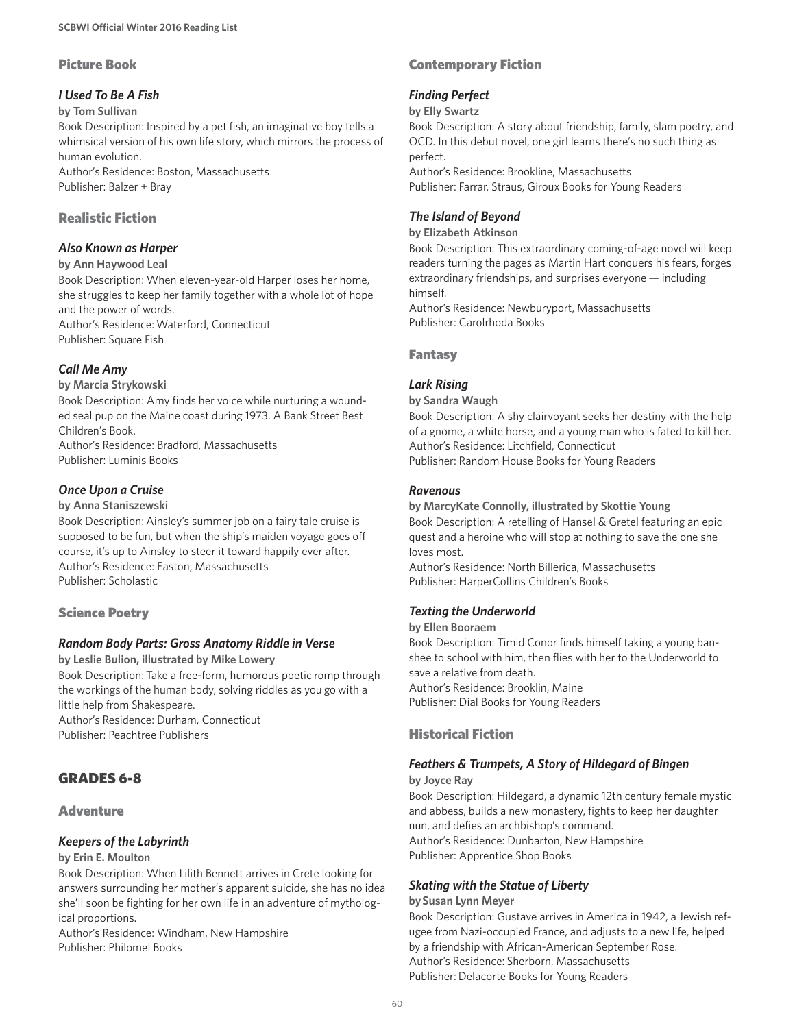## Picture Book

### *I Used To Be A Fish*

**by Tom Sullivan**

Book Description: Inspired by a pet fish, an imaginative boy tells a whimsical version of his own life story, which mirrors the process of human evolution.

Author's Residence: Boston, Massachusetts

Publisher: Balzer + Bray

## Realistic Fiction

### *Also Known as Harper*

**by Ann Haywood Leal**

Book Description: When eleven-year-old Harper loses her home, she struggles to keep her family together with a whole lot of hope and the power of words.

Author's Residence: Waterford, Connecticut

Publisher: Square Fish

### *Call Me Amy*

**by Marcia Strykowski**

Book Description: Amy finds her voice while nurturing a wounded seal pup on the Maine coast during 1973. A Bank Street Best Children's Book.

Author's Residence: Bradford, Massachusetts

Publisher: Luminis Books

### *Once Upon a Cruise*

**by Anna Staniszewski**

Book Description: Ainsley's summer job on a fairy tale cruise is supposed to be fun, but when the ship's maiden voyage goes off course, it's up to Ainsley to steer it toward happily ever after.

Author's Residence: Easton, Massachusetts

Publisher: Scholastic

## Science Poetry

### *Random Body Parts: Gross Anatomy Riddle in Verse*

**by Leslie Bulion, illustrated by Mike Lowery**

Book Description: Take a free-form, humorous poetic romp through the workings of the human body, solving riddles as you go with a little help from Shakespeare.

Author's Residence: Durham, Connecticut

Publisher: Peachtree Publishers

# GRADES 6-8

## Adventure

### *Keepers of the Labyrinth*

**by Erin E. Moulton**

Book Description: When Lilith Bennett arrives in Crete looking for answers surrounding her mother's apparent suicide, she has no idea she'll soon be fighting for her own life in an adventure of mythological proportions.

Author's Residence: Windham, New Hampshire

Publisher: Philomel Books

## Contemporary Fiction

### *Finding Perfect*

**by Elly Swartz**

Book Description: A story about friendship, family, slam poetry, and OCD. In this debut novel, one girl learns there's no such thing as perfect.

Author's Residence: Brookline, Massachusetts

Publisher: Farrar, Straus, Giroux Books for Young Readers

### *The Island of Beyond*

**by Elizabeth Atkinson**

Book Description: This extraordinary coming-of-age novel will keep readers turning the pages as Martin Hart conquers his fears, forges extraordinary friendships, and surprises everyone — including himself.

Author's Residence: Newburyport, Massachusetts

Publisher: Carolrhoda Books

## Fantasy

### *Lark Rising*

**by Sandra Waugh**

Book Description: A shy clairvoyant seeks her destiny with the help of a gnome, a white horse, and a young man who is fated to kill her.

Author's Residence: Litchfield, Connecticut

Publisher: Random House Books for Young Readers

### *Ravenous*

**by MarcyKate Connolly, illustrated by Skottie Young**

Book Description: A retelling of Hansel & Gretel featuring an epic quest and a heroine who will stop at nothing to save the one she loves most.

Author's Residence: North Billerica, Massachusetts

Publisher: HarperCollins Children's Books

### *Texting the Underworld*

**by Ellen Booraem**

Book Description: Timid Conor finds himself taking a young banshee to school with him, then flies with her to the Underworld to save a relative from death.

Author's Residence: Brooklin, Maine

Publisher: Dial Books for Young Readers

## Historical Fiction

### *Feathers & Trumpets, A Story of Hildegard of Bingen*

**by Joyce Ray**

Book Description: Hildegard, a dynamic 12th century female mystic and abbess, builds a new monastery, fights to keep her daughter nun, and defies an archbishop's command.

Author's Residence: Dunbarton, New Hampshire

Publisher: Apprentice Shop Books

### *Skating with the Statue of Liberty*

**by Susan Lynn Meyer**

Book Description: Gustave arrives in America in 1942, a Jewish refugee from Nazi-occupied France, and adjusts to a new life, helped by a friendship with African-American September Rose.

Author's Residence: Sherborn, Massachusetts

Publisher: Delacorte Books for Young Readers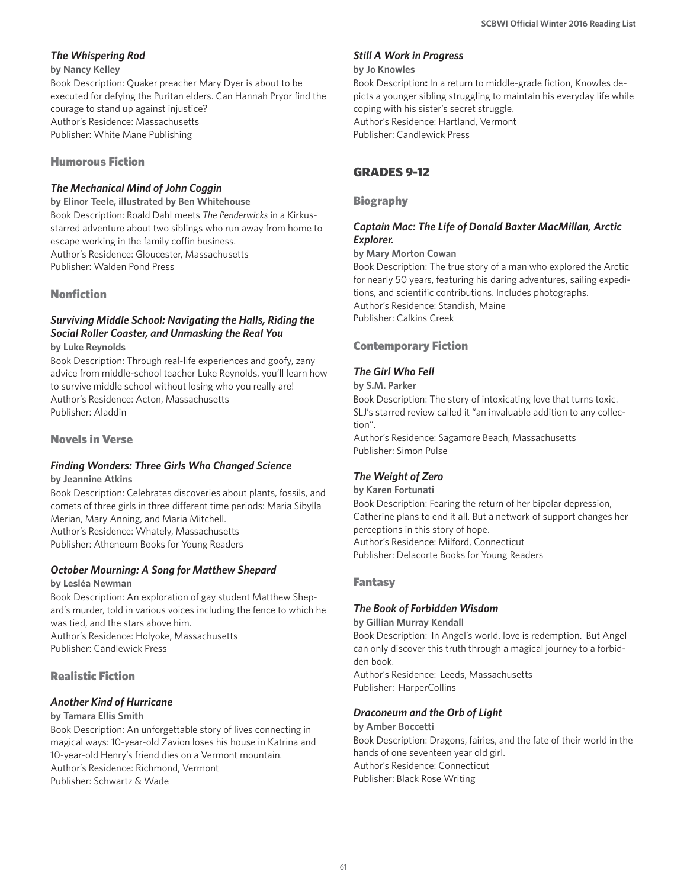### *The Whispering Rod*

**by Nancy Kelley**

Book Description: Quaker preacher Mary Dyer is about to be executed for defying the Puritan elders. Can Hannah Pryor find the courage to stand up against injustice?
Author's Residence: Massachusetts
Publisher: White Mane Publishing

## Humorous Fiction

### *The Mechanical Mind of John Coggin*

**by Elinor Teele, illustrated by Ben Whitehouse**

Book Description: Roald Dahl meets *The Penderwicks* in a Kirkus-starred adventure about two siblings who run away from home to escape working in the family coffin business.
Author's Residence: Gloucester, Massachusetts
Publisher: Walden Pond Press

## Nonfiction

### *Surviving Middle School: Navigating the Halls, Riding the Social Roller Coaster, and Unmasking the Real You*

**by Luke Reynolds**

Book Description: Through real-life experiences and goofy, zany advice from middle-school teacher Luke Reynolds, you'll learn how to survive middle school without losing who you really are!
Author's Residence: Acton, Massachusetts
Publisher: Aladdin

## Novels in Verse

### *Finding Wonders: Three Girls Who Changed Science*

**by Jeannine Atkins**

Book Description: Celebrates discoveries about plants, fossils, and comets of three girls in three different time periods: Maria Sibylla Merian, Mary Anning, and Maria Mitchell.
Author's Residence: Whately, Massachusetts
Publisher: Atheneum Books for Young Readers

### *October Mourning: A Song for Matthew Shepard*

**by Lesléa Newman**

Book Description: An exploration of gay student Matthew Shepard's murder, told in various voices including the fence to which he was tied, and the stars above him.
Author's Residence: Holyoke, Massachusetts
Publisher: Candlewick Press

## Realistic Fiction

### *Another Kind of Hurricane*

**by Tamara Ellis Smith**

Book Description: An unforgettable story of lives connecting in magical ways: 10-year-old Zavion loses his house in Katrina and 10-year-old Henry's friend dies on a Vermont mountain.
Author's Residence: Richmond, Vermont
Publisher: Schwartz & Wade

### *Still A Work in Progress*

**by Jo Knowles**

Book Description**:** In a return to middle-grade fiction, Knowles depicts a younger sibling struggling to maintain his everyday life while coping with his sister's secret struggle.
Author's Residence: Hartland, Vermont
Publisher: Candlewick Press

# GRADES 9-12

## Biography

### *Captain Mac: The Life of Donald Baxter MacMillan, Arctic Explorer.*

**by Mary Morton Cowan**

Book Description: The true story of a man who explored the Arctic for nearly 50 years, featuring his daring adventures, sailing expeditions, and scientific contributions. Includes photographs.
Author's Residence: Standish, Maine
Publisher: Calkins Creek

## Contemporary Fiction

### *The Girl Who Fell*

**by S.M. Parker**

Book Description: The story of intoxicating love that turns toxic. SLJ's starred review called it "an invaluable addition to any collection".
Author's Residence: Sagamore Beach, Massachusetts
Publisher: Simon Pulse

### *The Weight of Zero*

**by Karen Fortunati**

Book Description: Fearing the return of her bipolar depression, Catherine plans to end it all. But a network of support changes her perceptions in this story of hope.
Author's Residence: Milford, Connecticut
Publisher: Delacorte Books for Young Readers

## Fantasy

### *The Book of Forbidden Wisdom*

**by Gillian Murray Kendall**

Book Description: In Angel's world, love is redemption. But Angel can only discover this truth through a magical journey to a forbidden book.
Author's Residence: Leeds, Massachusetts
Publisher: HarperCollins

### *Draconeum and the Orb of Light*

**by Amber Boccetti**

Book Description: Dragons, fairies, and the fate of their world in the hands of one seventeen year old girl.
Author's Residence: Connecticut
Publisher: Black Rose Writing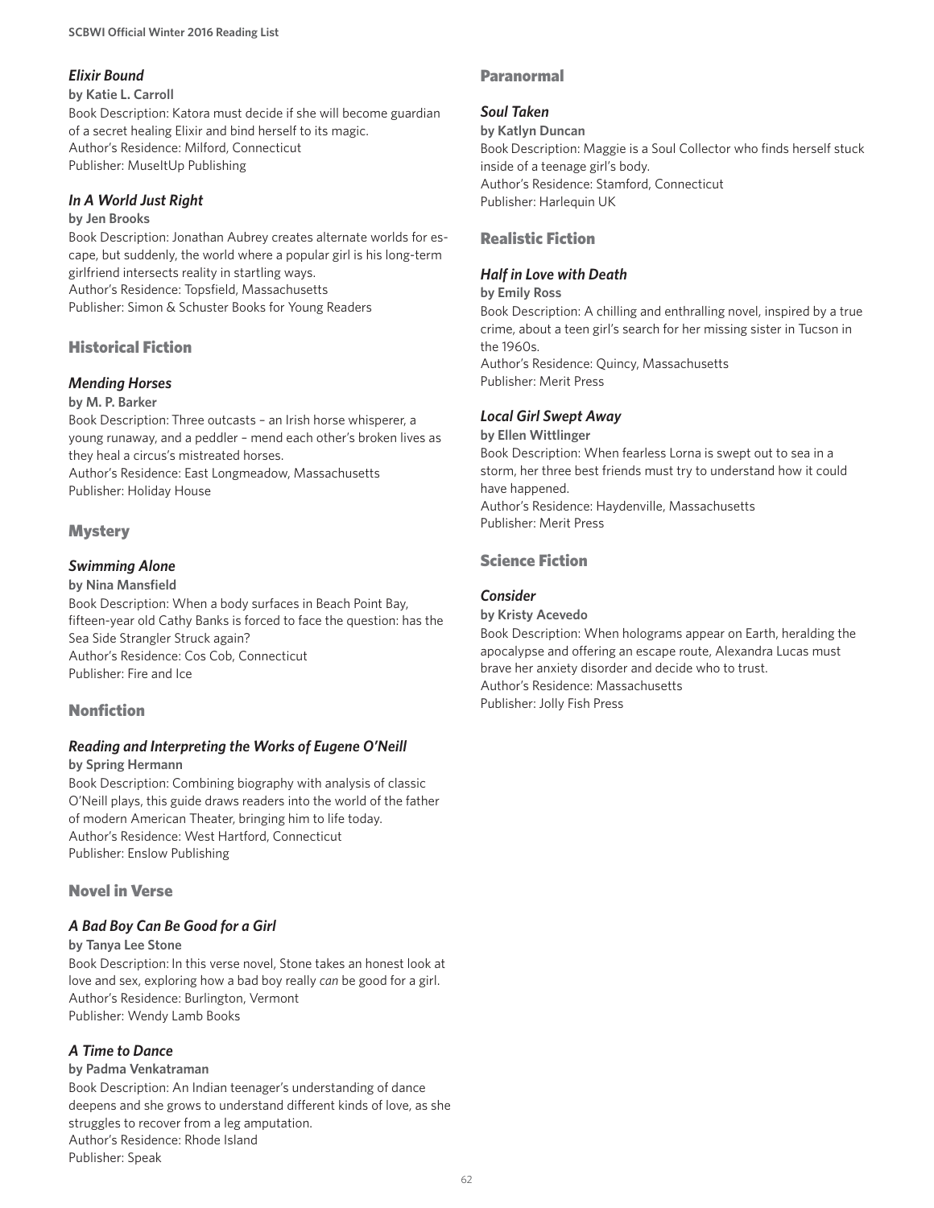### *Elixir Bound*

**by Katie L. Carroll**

Book Description: Katora must decide if she will become guardian of a secret healing Elixir and bind herself to its magic.
Author's Residence: Milford, Connecticut
Publisher: MuseItUp Publishing

### *In A World Just Right*

**by Jen Brooks**

Book Description: Jonathan Aubrey creates alternate worlds for escape, but suddenly, the world where a popular girl is his long-term girlfriend intersects reality in startling ways.
Author's Residence: Topsfield, Massachusetts
Publisher: Simon & Schuster Books for Young Readers

## Historical Fiction

### *Mending Horses*

**by M. P. Barker**

Book Description: Three outcasts – an Irish horse whisperer, a young runaway, and a peddler – mend each other's broken lives as they heal a circus's mistreated horses.
Author's Residence: East Longmeadow, Massachusetts
Publisher: Holiday House

## Mystery

### *Swimming Alone*

**by Nina Mansfield**

Book Description: When a body surfaces in Beach Point Bay, fifteen-year old Cathy Banks is forced to face the question: has the Sea Side Strangler Struck again?
Author's Residence: Cos Cob, Connecticut
Publisher: Fire and Ice

## Nonfiction

### *Reading and Interpreting the Works of Eugene O'Neill*

**by Spring Hermann**

Book Description: Combining biography with analysis of classic O'Neill plays, this guide draws readers into the world of the father of modern American Theater, bringing him to life today.
Author's Residence: West Hartford, Connecticut
Publisher: Enslow Publishing

## Novel in Verse

### *A Bad Boy Can Be Good for a Girl*

**by Tanya Lee Stone**

Book Description: In this verse novel, Stone takes an honest look at love and sex, exploring how a bad boy really *can* be good for a girl.
Author's Residence: Burlington, Vermont
Publisher: Wendy Lamb Books

### *A Time to Dance*

**by Padma Venkatraman**

Book Description: An Indian teenager's understanding of dance deepens and she grows to understand different kinds of love, as she struggles to recover from a leg amputation.
Author's Residence: Rhode Island
Publisher: Speak

## Paranormal

### *Soul Taken*

**by Katlyn Duncan**

Book Description: Maggie is a Soul Collector who finds herself stuck inside of a teenage girl's body.
Author's Residence: Stamford, Connecticut
Publisher: Harlequin UK

## Realistic Fiction

### *Half in Love with Death*

**by Emily Ross**

Book Description: A chilling and enthralling novel, inspired by a true crime, about a teen girl's search for her missing sister in Tucson in the 1960s.
Author's Residence: Quincy, Massachusetts
Publisher: Merit Press

### *Local Girl Swept Away*

**by Ellen Wittlinger**

Book Description: When fearless Lorna is swept out to sea in a storm, her three best friends must try to understand how it could have happened.
Author's Residence: Haydenville, Massachusetts
Publisher: Merit Press

## Science Fiction

### *Consider*

**by Kristy Acevedo**

Book Description: When holograms appear on Earth, heralding the apocalypse and offering an escape route, Alexandra Lucas must brave her anxiety disorder and decide who to trust.
Author's Residence: Massachusetts
Publisher: Jolly Fish Press